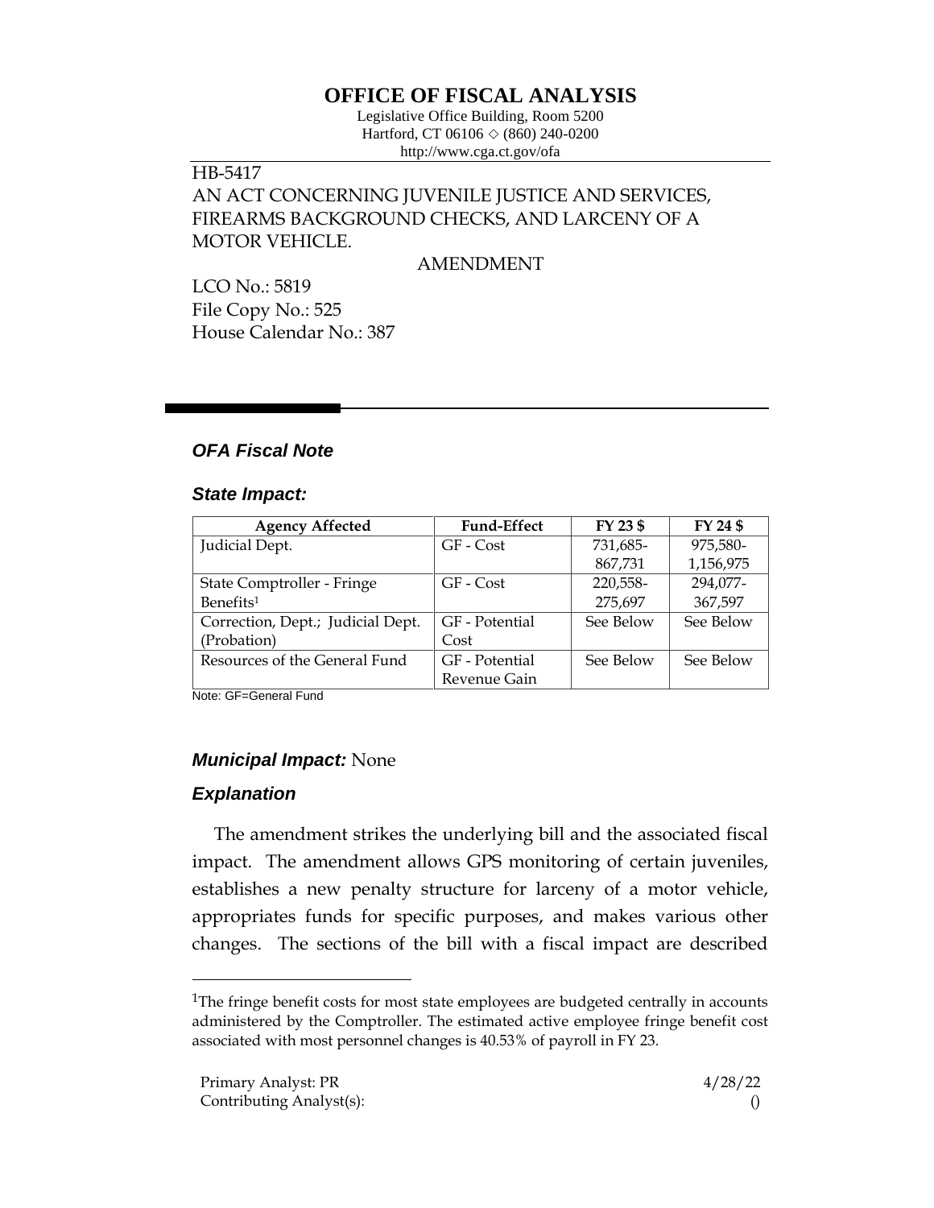# OFFICE OF FISCAL ANALYSIS

Legislative Office Building, Room 5200
Hartford, CT 06106 ◇ (860) 240-0200
http://www.cga.ct.gov/ofa

HB-5417
AN ACT CONCERNING JUVENILE JUSTICE AND SERVICES, FIREARMS BACKGROUND CHECKS, AND LARCENY OF A MOTOR VEHICLE.

AMENDMENT

LCO No.: 5819
File Copy No.: 525
House Calendar No.: 387

### *OFA Fiscal Note*

### *State Impact:*

| Agency Affected | Fund-Effect | FY 23 $ | FY 24 $ |
|---|---|---|---|
| Judicial Dept. | GF - Cost | 731,685-867,731 | 975,580-1,156,975 |
| State Comptroller - Fringe Benefits[1] | GF - Cost | 220,558-275,697 | 294,077-367,597 |
| Correction, Dept.; Judicial Dept. (Probation) | GF - Potential Cost | See Below | See Below |
| Resources of the General Fund | GF - Potential Revenue Gain | See Below | See Below |

Note: GF=General Fund

### *Municipal Impact:* None

### *Explanation*

The amendment strikes the underlying bill and the associated fiscal impact. The amendment allows GPS monitoring of certain juveniles, establishes a new penalty structure for larceny of a motor vehicle, appropriates funds for specific purposes, and makes various other changes. The sections of the bill with a fiscal impact are described

[1]The fringe benefit costs for most state employees are budgeted centrally in accounts administered by the Comptroller. The estimated active employee fringe benefit cost associated with most personnel changes is 40.53% of payroll in FY 23.

Primary Analyst: PR
Contributing Analyst(s):

4/28/22
()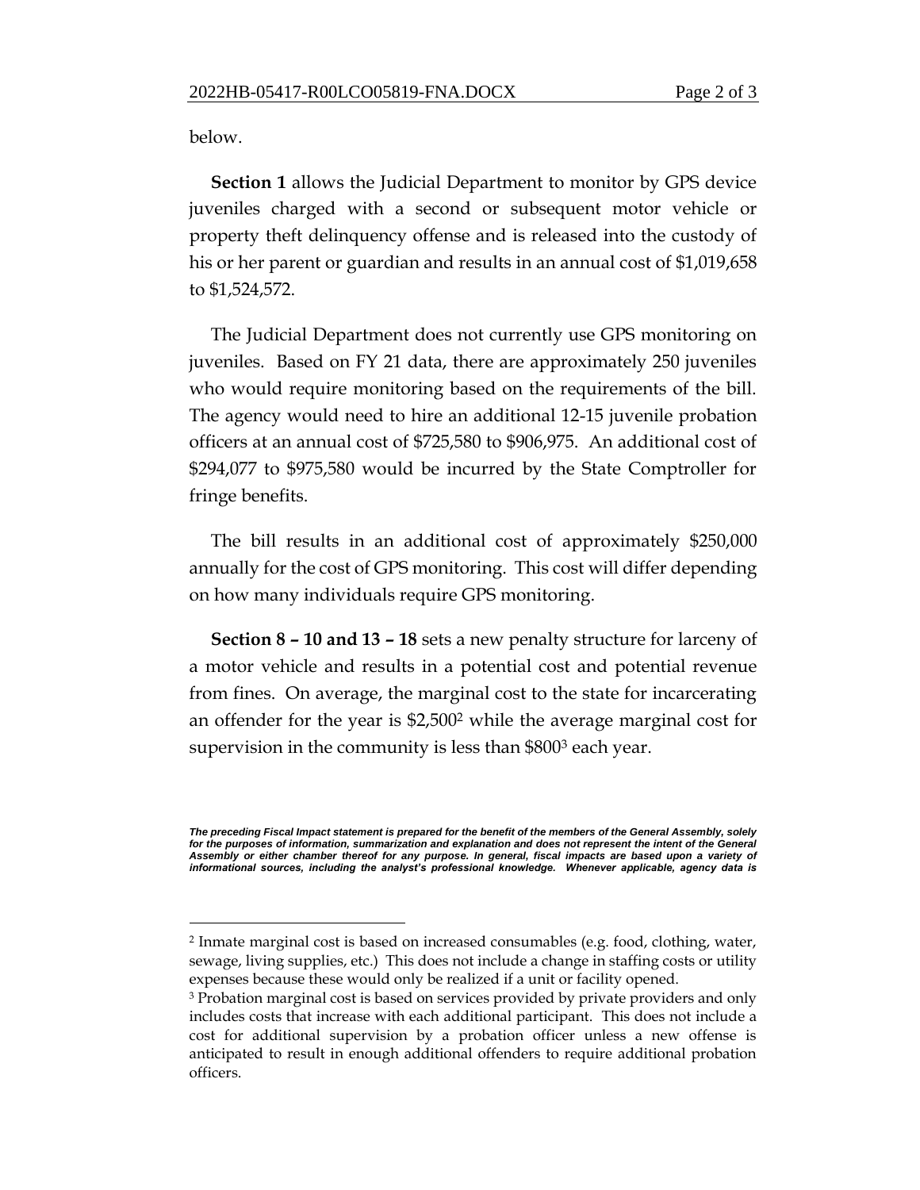below.

**Section 1** allows the Judicial Department to monitor by GPS device juveniles charged with a second or subsequent motor vehicle or property theft delinquency offense and is released into the custody of his or her parent or guardian and results in an annual cost of $1,019,658 to $1,524,572.

The Judicial Department does not currently use GPS monitoring on juveniles. Based on FY 21 data, there are approximately 250 juveniles who would require monitoring based on the requirements of the bill. The agency would need to hire an additional 12-15 juvenile probation officers at an annual cost of $725,580 to $906,975. An additional cost of $294,077 to $975,580 would be incurred by the State Comptroller for fringe benefits.

The bill results in an additional cost of approximately $250,000 annually for the cost of GPS monitoring. This cost will differ depending on how many individuals require GPS monitoring.

**Section 8 – 10 and 13 – 18** sets a new penalty structure for larceny of a motor vehicle and results in a potential cost and potential revenue from fines. On average, the marginal cost to the state for incarcerating an offender for the year is $2,500[2] while the average marginal cost for supervision in the community is less than $800[3] each year.

***The preceding Fiscal Impact statement is prepared for the benefit of the members of the General Assembly, solely for the purposes of information, summarization and explanation and does not represent the intent of the General Assembly or either chamber thereof for any purpose. In general, fiscal impacts are based upon a variety of informational sources, including the analyst's professional knowledge. Whenever applicable, agency data is***

[2] Inmate marginal cost is based on increased consumables (e.g. food, clothing, water, sewage, living supplies, etc.) This does not include a change in staffing costs or utility expenses because these would only be realized if a unit or facility opened.

[3] Probation marginal cost is based on services provided by private providers and only includes costs that increase with each additional participant. This does not include a cost for additional supervision by a probation officer unless a new offense is anticipated to result in enough additional offenders to require additional probation officers.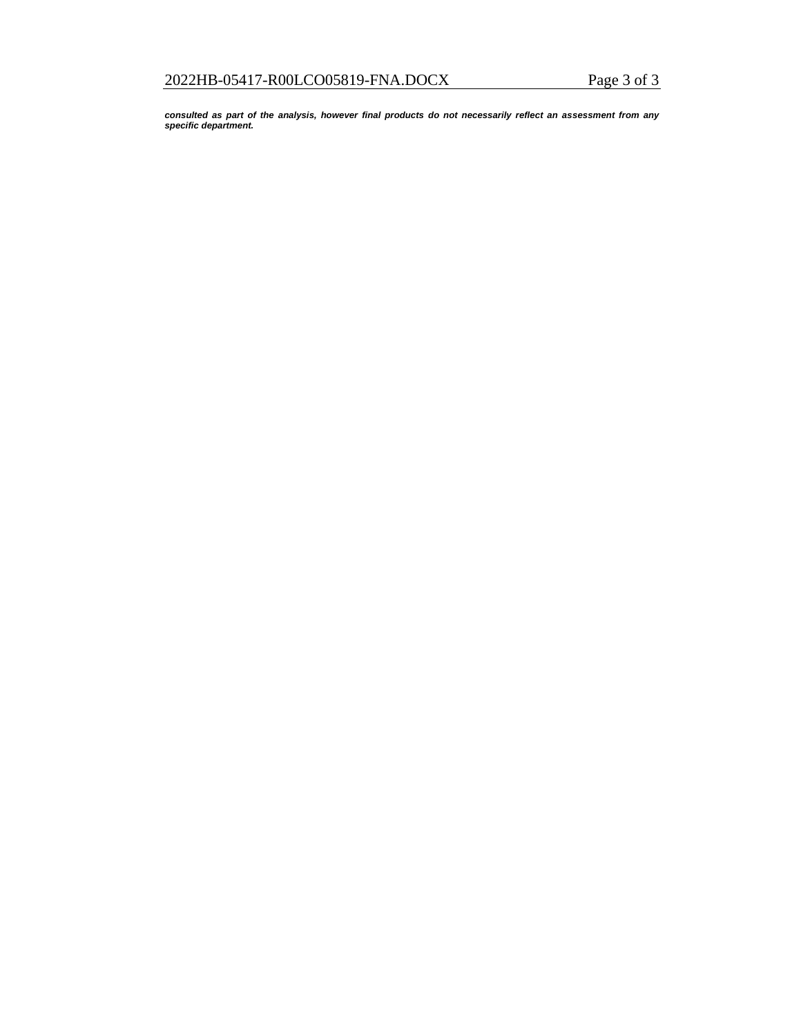***consulted as part of the analysis, however final products do not necessarily reflect an assessment from any specific department.***